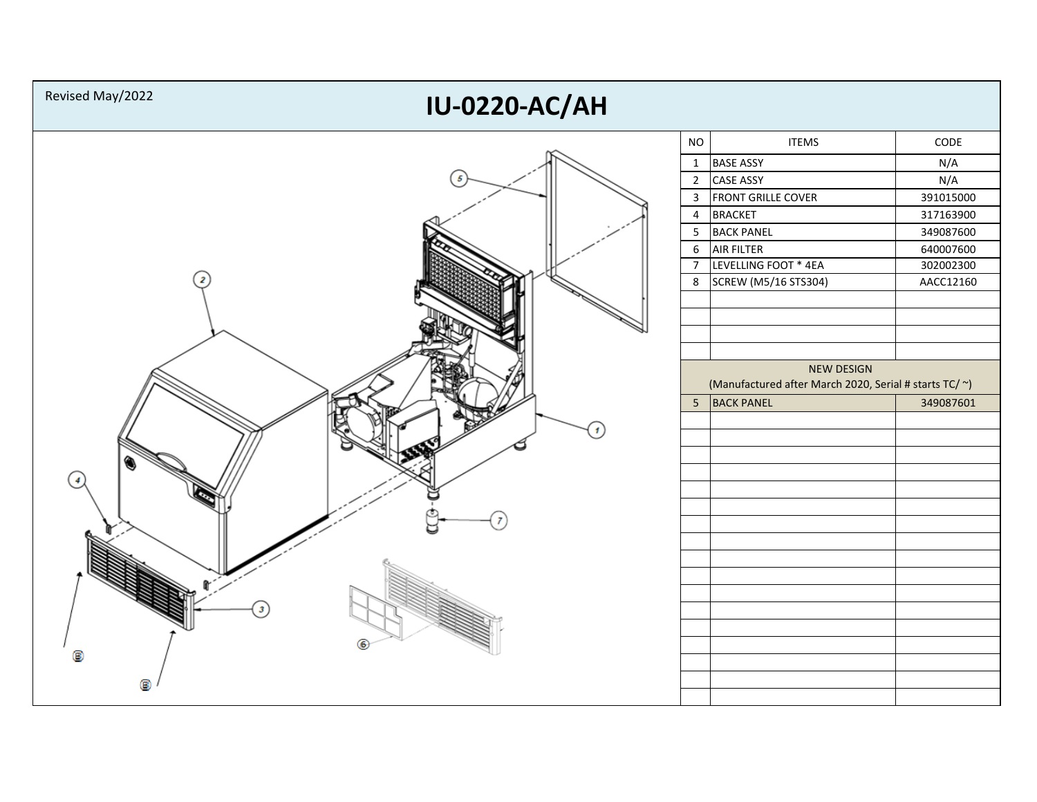Revised May/2022

# IU-0220-AC/AH

| NO | ITEMS | CODE |
|---|---|---|
| 1 | BASE ASSY | N/A |
| 2 | CASE ASSY | N/A |
| 3 | FRONT GRILLE COVER | 391015000 |
| 4 | BRACKET | 317163900 |
| 5 | BACK PANEL | 349087600 |
| 6 | AIR FILTER | 640007600 |
| 7 | LEVELLING FOOT * 4EA | 302002300 |
| 8 | SCREW (M5/16 STS304) | AACC12160 |

NEW DESIGN
(Manufactured after March 2020, Serial # starts TC/ ~)

| NO | ITEMS | CODE |
|---|---|---|
| 5 | BACK PANEL | 349087601 |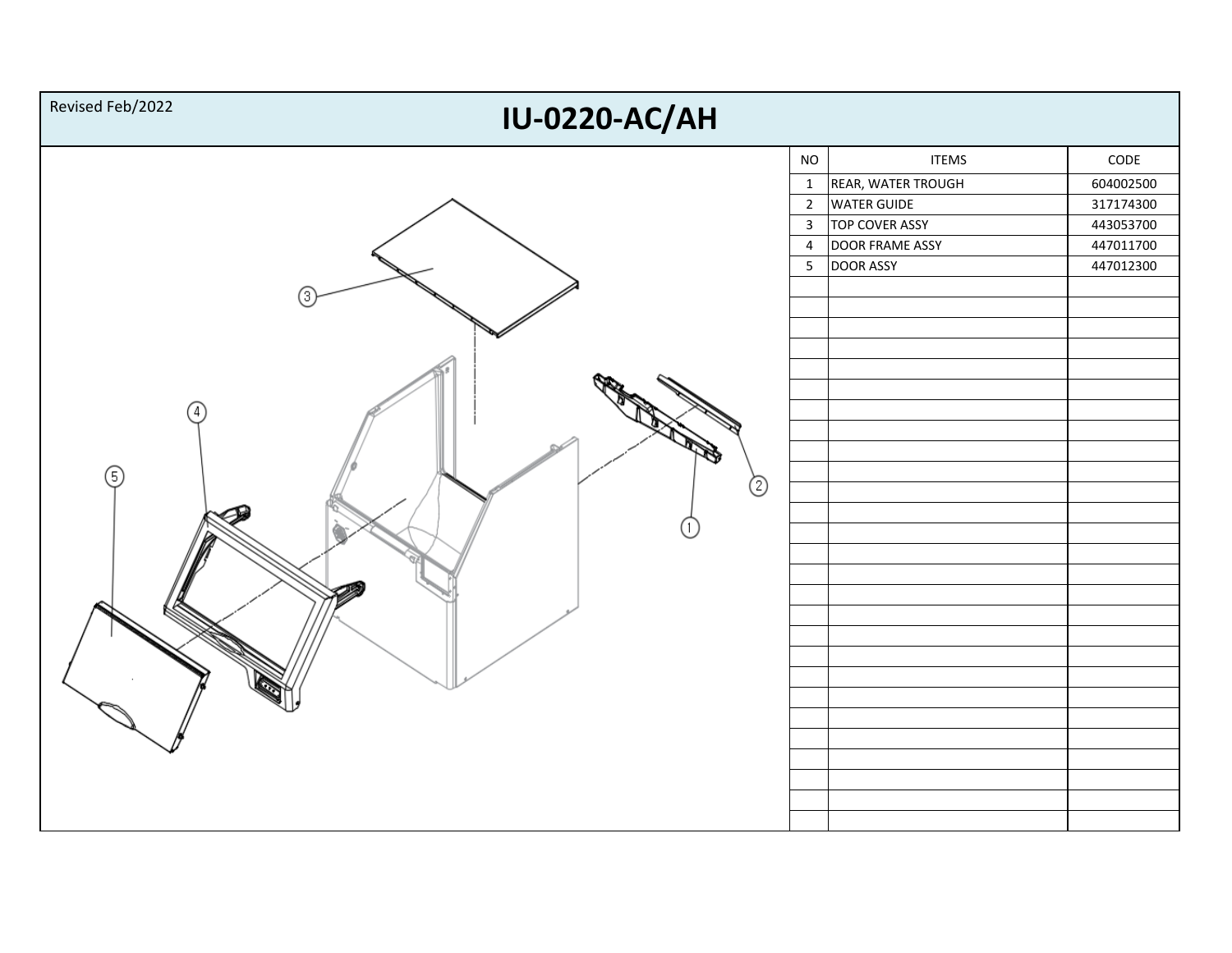Revised Feb/2022

# IU-0220-AC/AH

| NO | ITEMS | CODE |
|---|---|---|
| 1 | REAR, WATER TROUGH | 604002500 |
| 2 | WATER GUIDE | 317174300 |
| 3 | TOP COVER ASSY | 443053700 |
| 4 | DOOR FRAME ASSY | 447011700 |
| 5 | DOOR ASSY | 447012300 |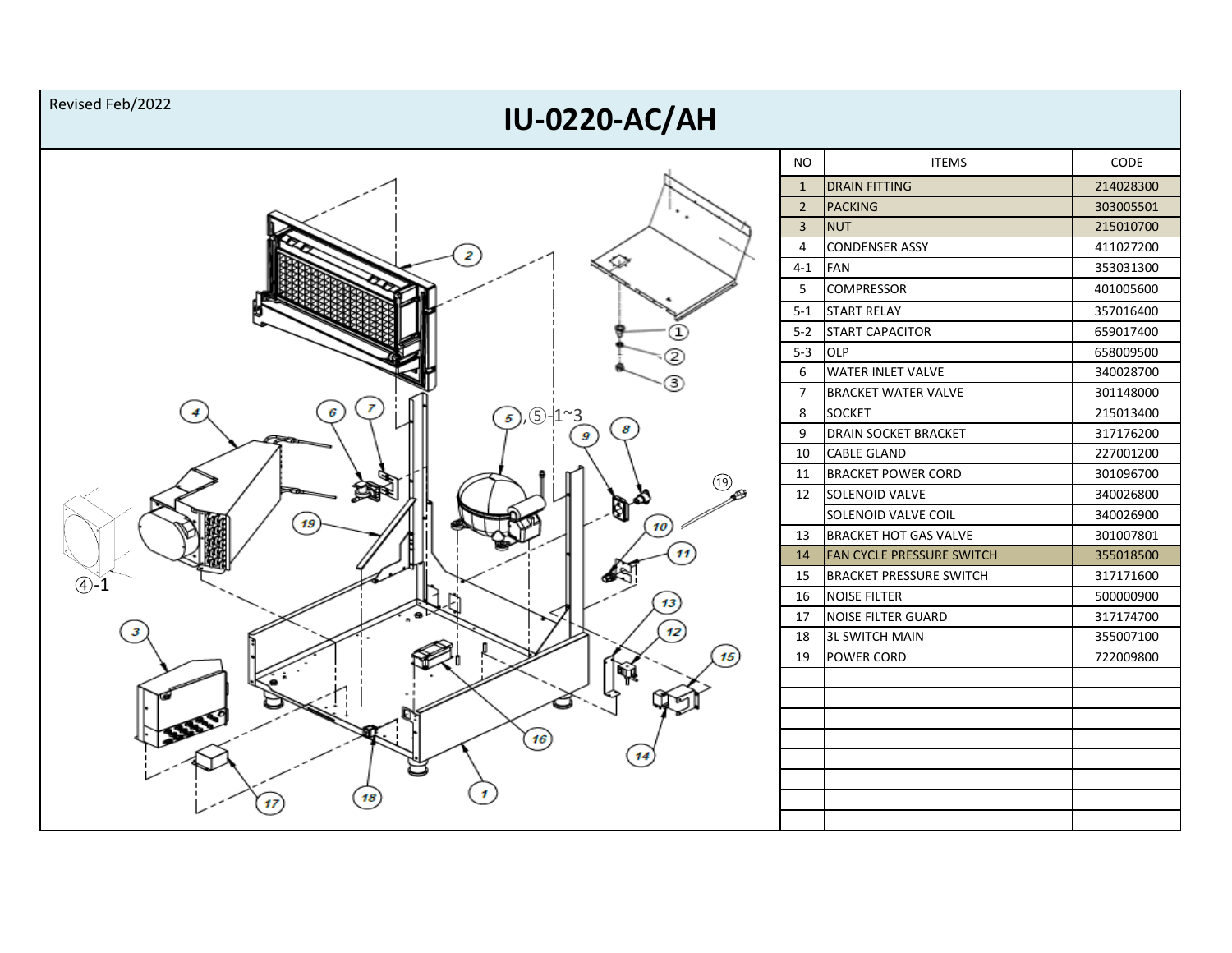Revised Feb/2022

# IU-0220-AC/AH

| NO | ITEMS | CODE |
|---|---|---|
| 1 | DRAIN FITTING | 214028300 |
| 2 | PACKING | 303005501 |
| 3 | NUT | 215010700 |
| 4 | CONDENSER ASSY | 411027200 |
| 4-1 | FAN | 353031300 |
| 5 | COMPRESSOR | 401005600 |
| 5-1 | START RELAY | 357016400 |
| 5-2 | START CAPACITOR | 659017400 |
| 5-3 | OLP | 658009500 |
| 6 | WATER INLET VALVE | 340028700 |
| 7 | BRACKET WATER VALVE | 301148000 |
| 8 | SOCKET | 215013400 |
| 9 | DRAIN SOCKET BRACKET | 317176200 |
| 10 | CABLE GLAND | 227001200 |
| 11 | BRACKET POWER CORD | 301096700 |
| 12 | SOLENOID VALVE | 340026800 |
| | SOLENOID VALVE COIL | 340026900 |
| 13 | BRACKET HOT GAS VALVE | 301007801 |
| 14 | FAN CYCLE PRESSURE SWITCH | 355018500 |
| 15 | BRACKET PRESSURE SWITCH | 317171600 |
| 16 | NOISE FILTER | 500000900 |
| 17 | NOISE FILTER GUARD | 317174700 |
| 18 | 3L SWITCH MAIN | 355007100 |
| 19 | POWER CORD | 722009800 |
| | | |
| | | |
| | | |
| | | |
| | | |
| | | |
| | | |
| | | |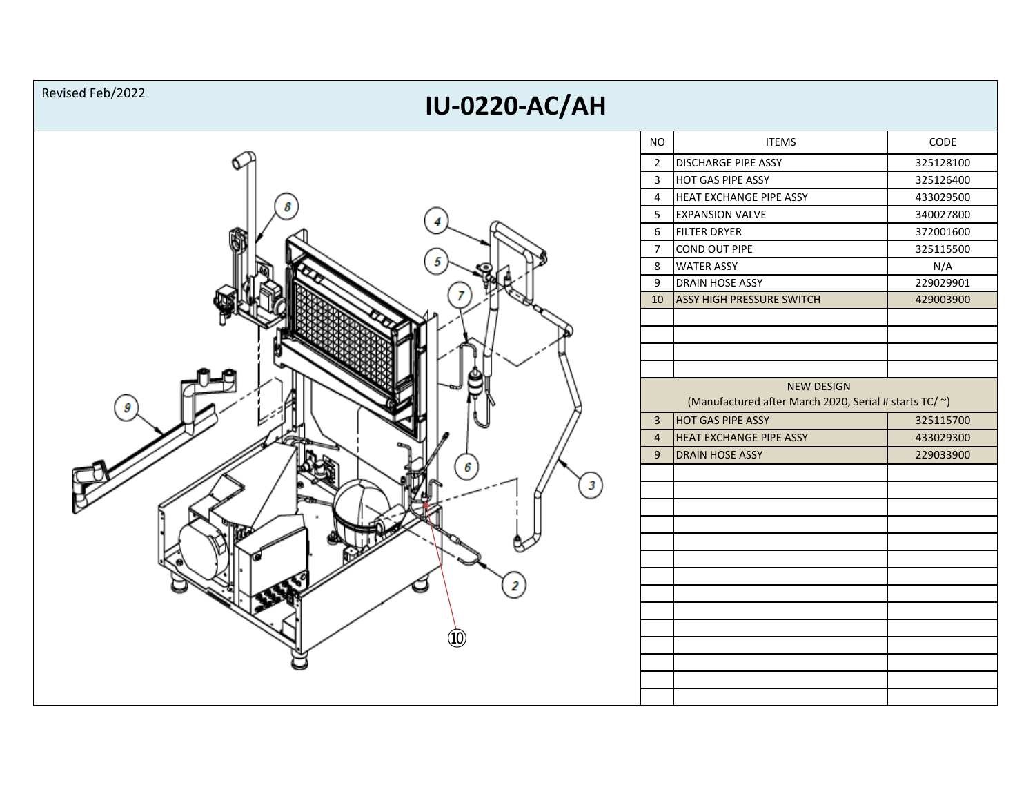Revised Feb/2022

# IU-0220-AC/AH

| NO | ITEMS | CODE |
|---|---|---|
| 2 | DISCHARGE PIPE ASSY | 325128100 |
| 3 | HOT GAS PIPE ASSY | 325126400 |
| 4 | HEAT EXCHANGE PIPE ASSY | 433029500 |
| 5 | EXPANSION VALVE | 340027800 |
| 6 | FILTER DRYER | 372001600 |
| 7 | COND OUT PIPE | 325115500 |
| 8 | WATER ASSY | N/A |
| 9 | DRAIN HOSE ASSY | 229029901 |
| 10 | ASSY HIGH PRESSURE SWITCH | 429003900 |
| NEW DESIGN (Manufactured after March 2020, Serial # starts TC/ ~) | | |
| 3 | HOT GAS PIPE ASSY | 325115700 |
| 4 | HEAT EXCHANGE PIPE ASSY | 433029300 |
| 9 | DRAIN HOSE ASSY | 229033900 |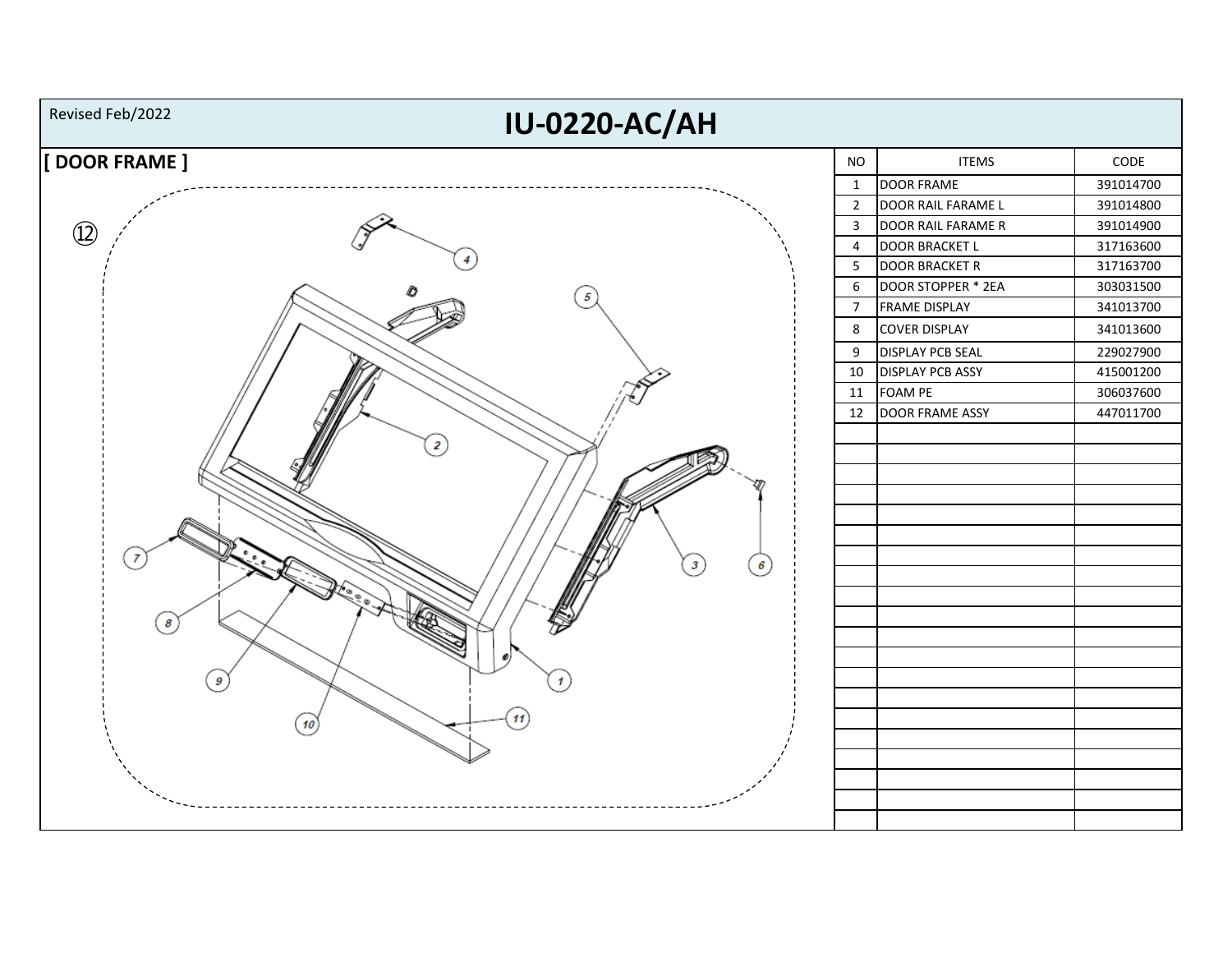Revised Feb/2022

# IU-0220-AC/AH

## [ DOOR FRAME ]

| NO | ITEMS | CODE |
|---|---|---|
| 1 | DOOR FRAME | 391014700 |
| 2 | DOOR RAIL FARAME L | 391014800 |
| 3 | DOOR RAIL FARAME R | 391014900 |
| 4 | DOOR BRACKET L | 317163600 |
| 5 | DOOR BRACKET R | 317163700 |
| 6 | DOOR STOPPER * 2EA | 303031500 |
| 7 | FRAME DISPLAY | 341013700 |
| 8 | COVER DISPLAY | 341013600 |
| 9 | DISPLAY PCB SEAL | 229027900 |
| 10 | DISPLAY PCB ASSY | 415001200 |
| 11 | FOAM PE | 306037600 |
| 12 | DOOR FRAME ASSY | 447011700 |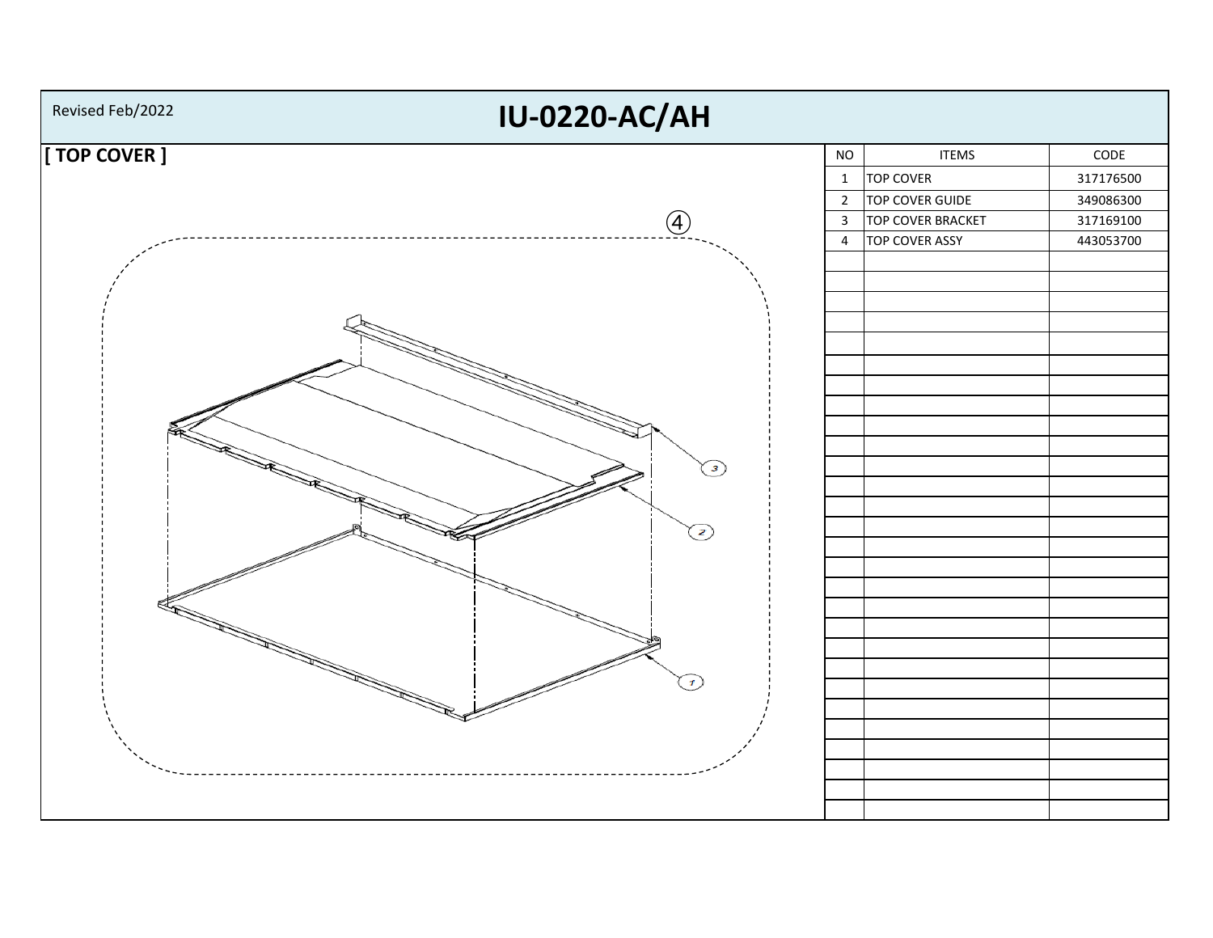Revised Feb/2022

# IU-0220-AC/AH

## [ TOP COVER ]

| NO | ITEMS | CODE |
| --- | --- | --- |
| 1 | TOP COVER | 317176500 |
| 2 | TOP COVER GUIDE | 349086300 |
| 3 | TOP COVER BRACKET | 317169100 |
| 4 | TOP COVER ASSY | 443053700 |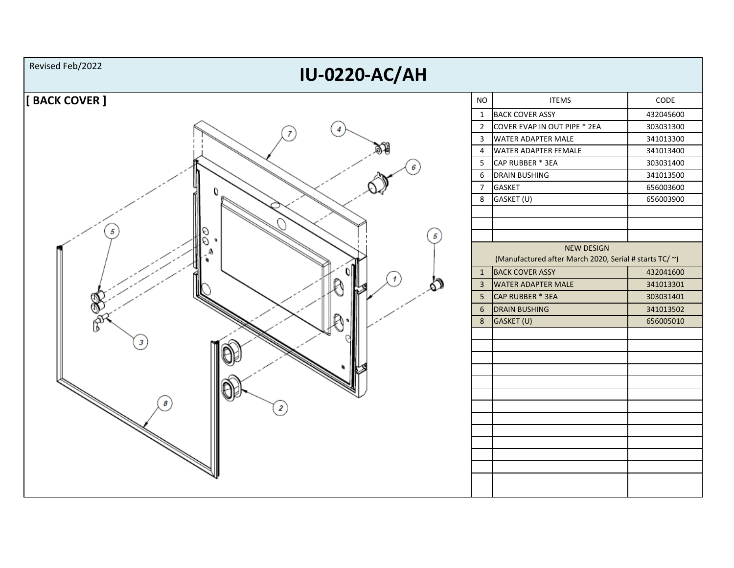Revised Feb/2022

# IU-0220-AC/AH

## [ BACK COVER ]

| NO | ITEMS | CODE |
|---|---|---|
| 1 | BACK COVER ASSY | 432045600 |
| 2 | COVER EVAP IN OUT PIPE * 2EA | 303031300 |
| 3 | WATER ADAPTER MALE | 341013300 |
| 4 | WATER ADAPTER FEMALE | 341013400 |
| 5 | CAP RUBBER * 3EA | 303031400 |
| 6 | DRAIN BUSHING | 341013500 |
| 7 | GASKET | 656003600 |
| 8 | GASKET (U) | 656003900 |
| | | |
| | | |
| | | |
| NEW DESIGN (Manufactured after March 2020, Serial # starts TC/ ~) | | |
| 1 | BACK COVER ASSY | 432041600 |
| 3 | WATER ADAPTER MALE | 341013301 |
| 5 | CAP RUBBER * 3EA | 303031401 |
| 6 | DRAIN BUSHING | 341013502 |
| 8 | GASKET (U) | 656005010 |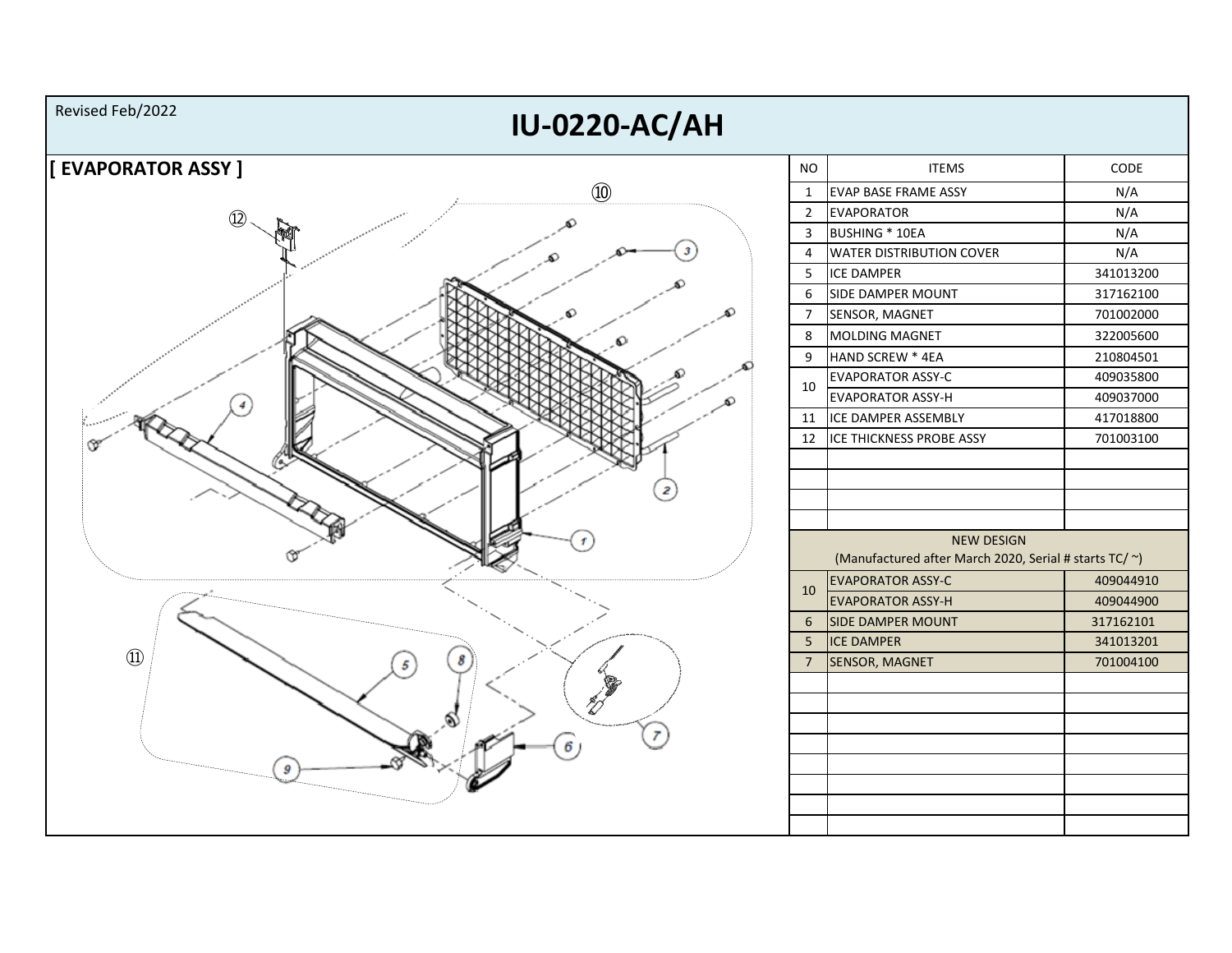Revised Feb/2022

# IU-0220-AC/AH

## [ EVAPORATOR ASSY ]

| NO | ITEMS | CODE |
|---|---|---|
| 1 | EVAP BASE FRAME ASSY | N/A |
| 2 | EVAPORATOR | N/A |
| 3 | BUSHING * 10EA | N/A |
| 4 | WATER DISTRIBUTION COVER | N/A |
| 5 | ICE DAMPER | 341013200 |
| 6 | SIDE DAMPER MOUNT | 317162100 |
| 7 | SENSOR, MAGNET | 701002000 |
| 8 | MOLDING MAGNET | 322005600 |
| 9 | HAND SCREW * 4EA | 210804501 |
| 10 | EVAPORATOR ASSY-C | 409035800 |
| | EVAPORATOR ASSY-H | 409037000 |
| 11 | ICE DAMPER ASSEMBLY | 417018800 |
| 12 | ICE THICKNESS PROBE ASSY | 701003100 |
| | NEW DESIGN (Manufactured after March 2020, Serial # starts TC/ ~) | |
| 10 | EVAPORATOR ASSY-C | 409044910 |
| | EVAPORATOR ASSY-H | 409044900 |
| 6 | SIDE DAMPER MOUNT | 317162101 |
| 5 | ICE DAMPER | 341013201 |
| 7 | SENSOR, MAGNET | 701004100 |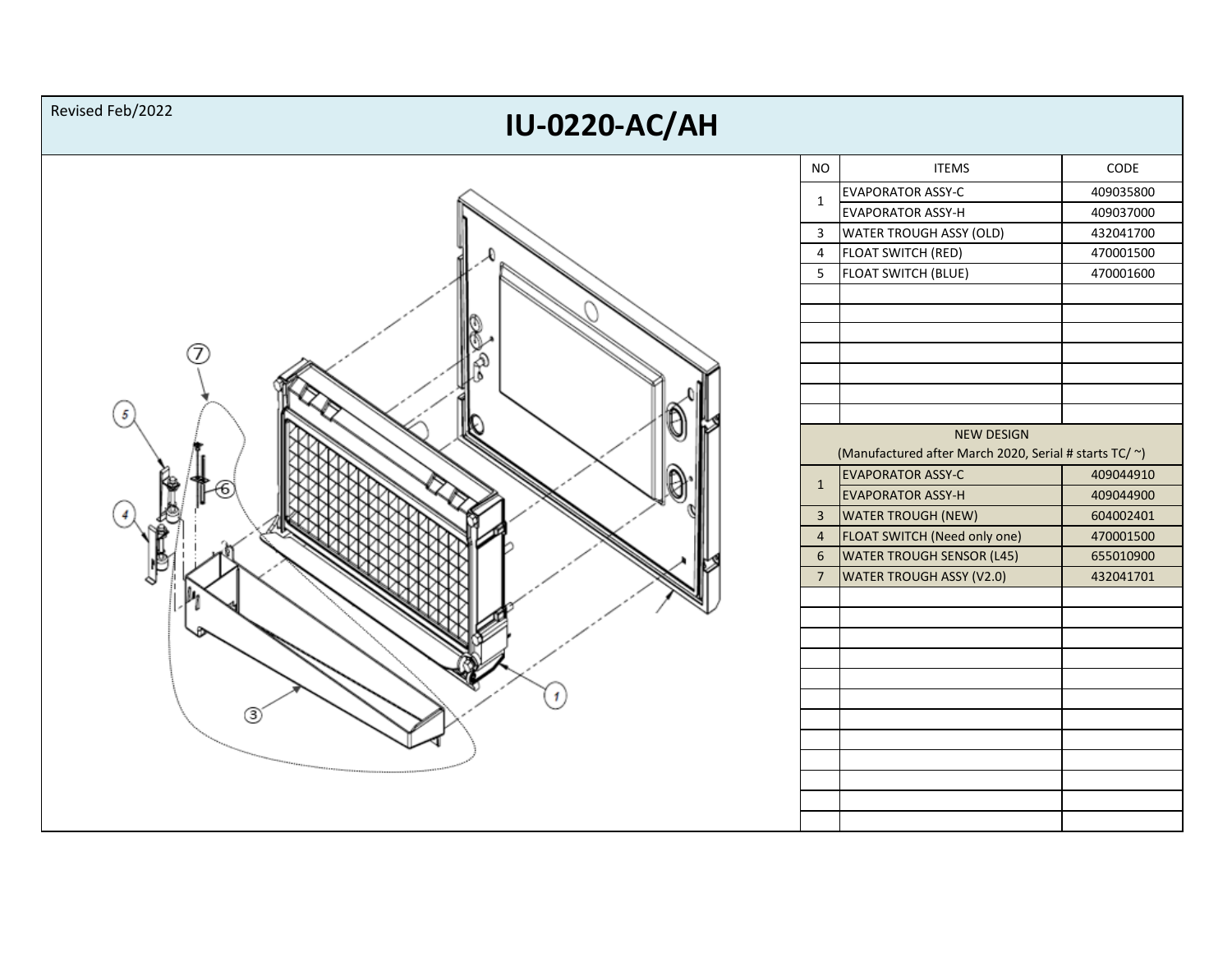Revised Feb/2022

# IU-0220-AC/AH

| NO | ITEMS | CODE |
|---|---|---|
| 1 | EVAPORATOR ASSY-C | 409035800 |
| | EVAPORATOR ASSY-H | 409037000 |
| 3 | WATER TROUGH ASSY (OLD) | 432041700 |
| 4 | FLOAT SWITCH (RED) | 470001500 |
| 5 | FLOAT SWITCH (BLUE) | 470001600 |
| NEW DESIGN (Manufactured after March 2020, Serial # starts TC/ ~) | | |
| 1 | EVAPORATOR ASSY-C | 409044910 |
| | EVAPORATOR ASSY-H | 409044900 |
| 3 | WATER TROUGH (NEW) | 604002401 |
| 4 | FLOAT SWITCH (Need only one) | 470001500 |
| 6 | WATER TROUGH SENSOR (L45) | 655010900 |
| 7 | WATER TROUGH ASSY (V2.0) | 432041701 |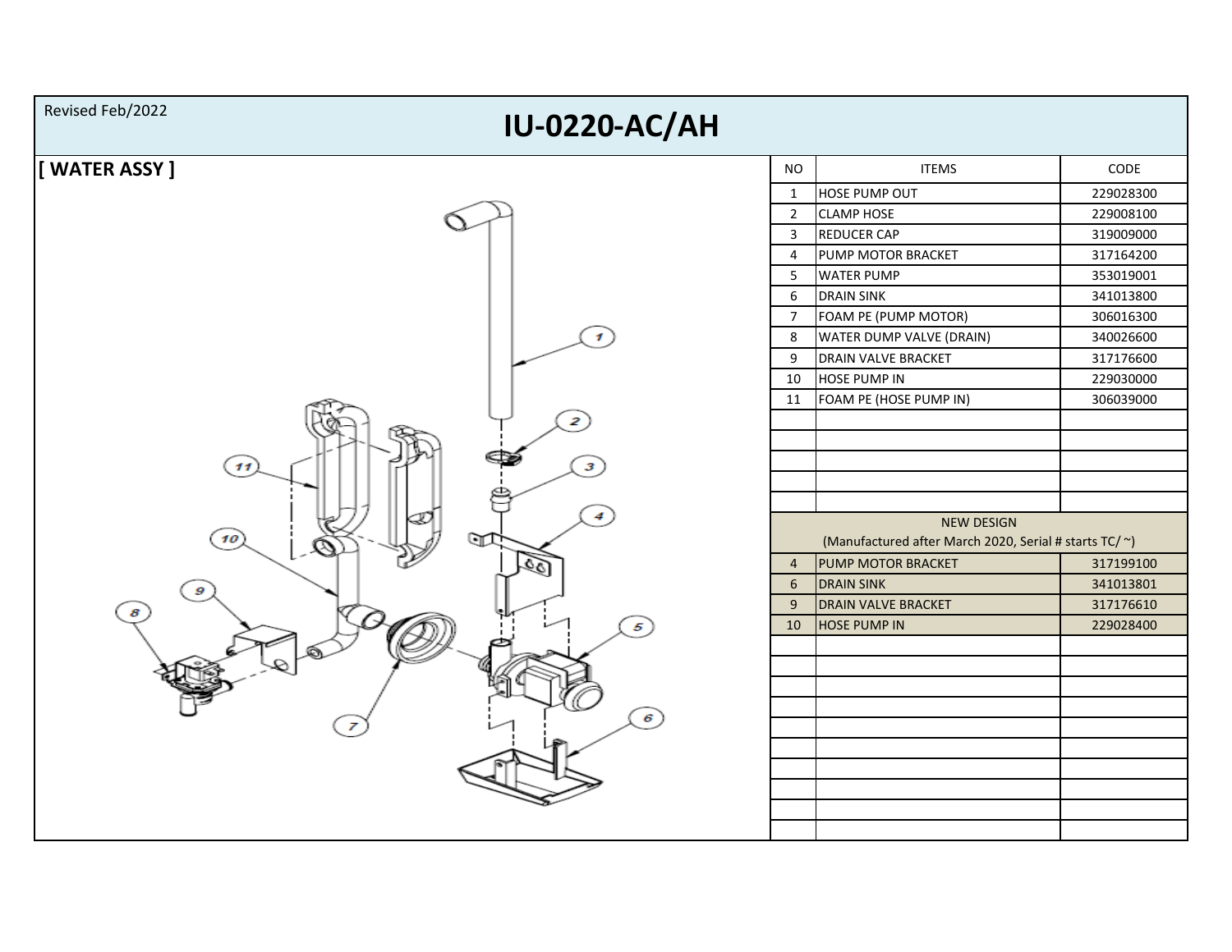Revised Feb/2022

# IU-0220-AC/AH

## [ WATER ASSY ]

| NO | ITEMS | CODE |
|---|---|---|
| 1 | HOSE PUMP OUT | 229028300 |
| 2 | CLAMP HOSE | 229008100 |
| 3 | REDUCER CAP | 319009000 |
| 4 | PUMP MOTOR BRACKET | 317164200 |
| 5 | WATER PUMP | 353019001 |
| 6 | DRAIN SINK | 341013800 |
| 7 | FOAM PE (PUMP MOTOR) | 306016300 |
| 8 | WATER DUMP VALVE (DRAIN) | 340026600 |
| 9 | DRAIN VALVE BRACKET | 317176600 |
| 10 | HOSE PUMP IN | 229030000 |
| 11 | FOAM PE (HOSE PUMP IN) | 306039000 |
| NEW DESIGN (Manufactured after March 2020, Serial # starts TC/ ~) | | |
| 4 | PUMP MOTOR BRACKET | 317199100 |
| 6 | DRAIN SINK | 341013801 |
| 9 | DRAIN VALVE BRACKET | 317176610 |
| 10 | HOSE PUMP IN | 229028400 |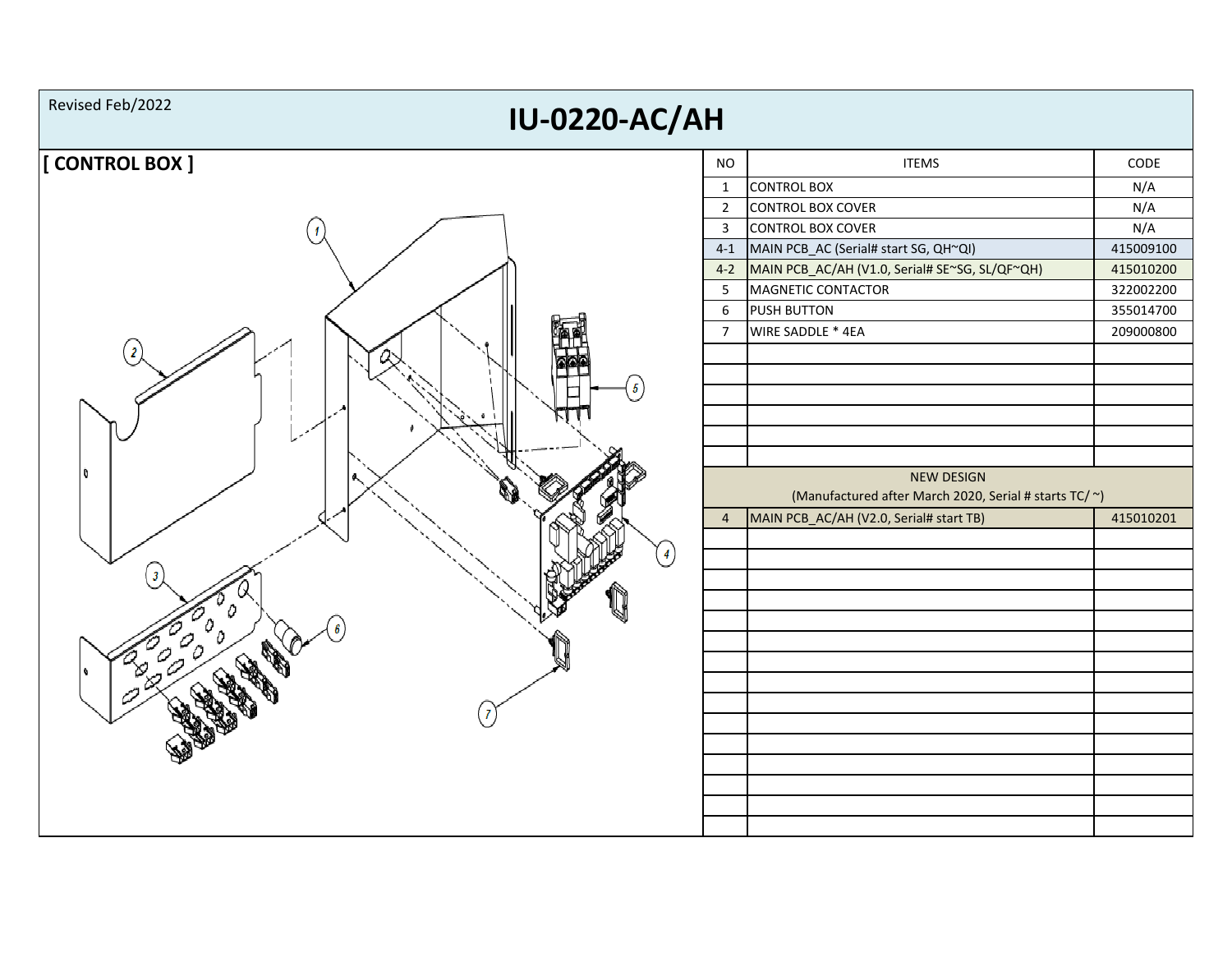Revised Feb/2022

# IU-0220-AC/AH

## [ CONTROL BOX ]

| NO | ITEMS | CODE |
|---|---|---|
| 1 | CONTROL BOX | N/A |
| 2 | CONTROL BOX COVER | N/A |
| 3 | CONTROL BOX COVER | N/A |
| 4-1 | MAIN PCB_AC (Serial# start SG, QH~QI) | 415009100 |
| 4-2 | MAIN PCB_AC/AH (V1.0, Serial# SE~SG, SL/QF~QH) | 415010200 |
| 5 | MAGNETIC CONTACTOR | 322002200 |
| 6 | PUSH BUTTON | 355014700 |
| 7 | WIRE SADDLE * 4EA | 209000800 |
| | | |
| | | |
| | | |
| | | |
| | | |
| | | |
| NEW DESIGN (Manufactured after March 2020, Serial # starts TC/ ~) | | |
| 4 | MAIN PCB_AC/AH (V2.0, Serial# start TB) | 415010201 |